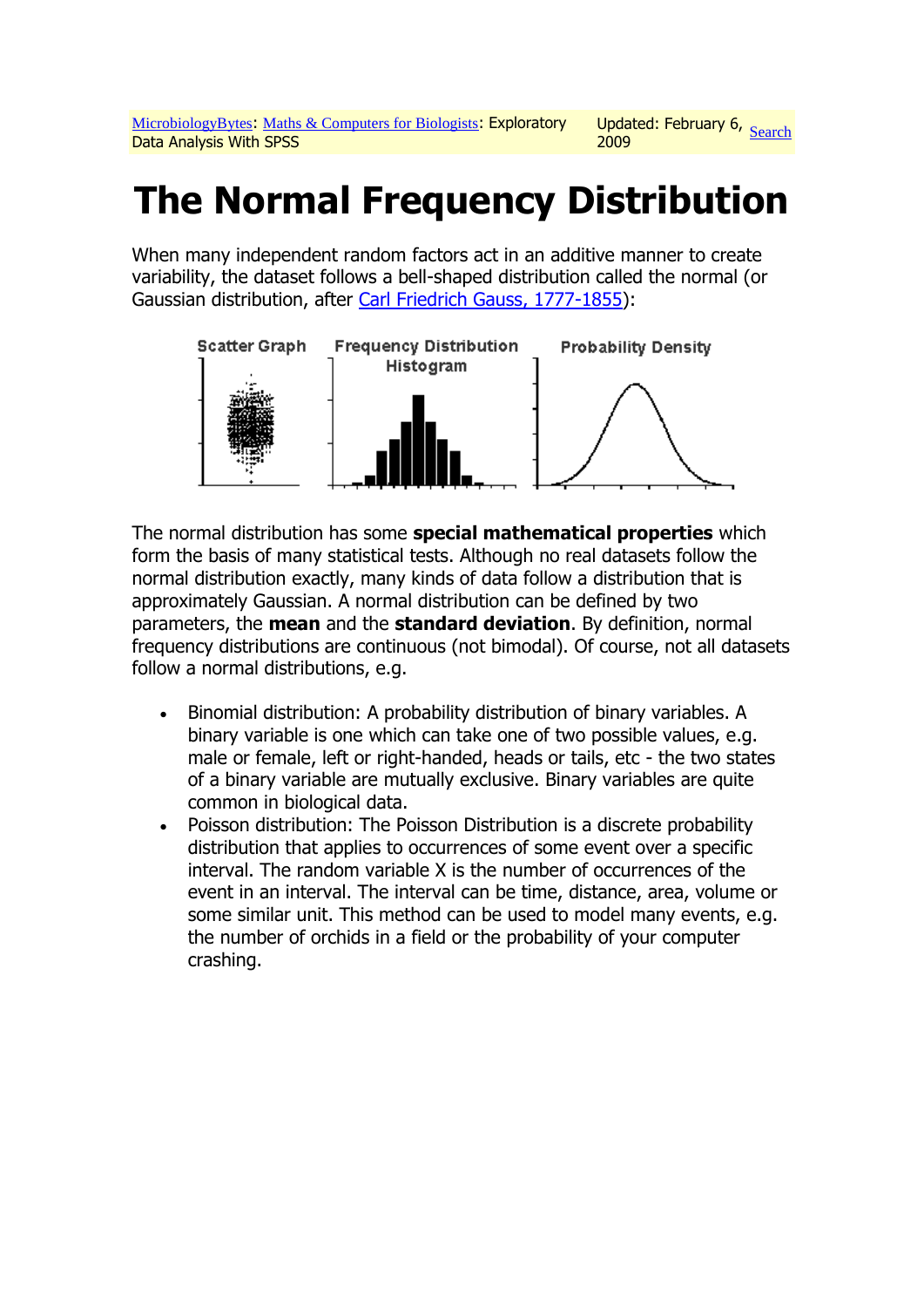MicrobiologyBytes: Maths & Computers for Biologists: Exploratory Data Analysis With SPSS — Updated: February 6, 2009 — Search

# The Normal Frequency Distribution

When many independent random factors act in an additive manner to create variability, the dataset follows a bell-shaped distribution called the normal (or Gaussian distribution, after Carl Friedrich Gauss, 1777-1855):

Scatter Graph — Frequency Distribution Histogram — Probability Density

The normal distribution has some **special mathematical properties** which form the basis of many statistical tests. Although no real datasets follow the normal distribution exactly, many kinds of data follow a distribution that is approximately Gaussian. A normal distribution can be defined by two parameters, the **mean** and the **standard deviation**. By definition, normal frequency distributions are continuous (not bimodal). Of course, not all datasets follow a normal distributions, e.g.

- Binomial distribution: A probability distribution of binary variables. A binary variable is one which can take one of two possible values, e.g. male or female, left or right-handed, heads or tails, etc - the two states of a binary variable are mutually exclusive. Binary variables are quite common in biological data.
- Poisson distribution: The Poisson Distribution is a discrete probability distribution that applies to occurrences of some event over a specific interval. The random variable X is the number of occurrences of the event in an interval. The interval can be time, distance, area, volume or some similar unit. This method can be used to model many events, e.g. the number of orchids in a field or the probability of your computer crashing.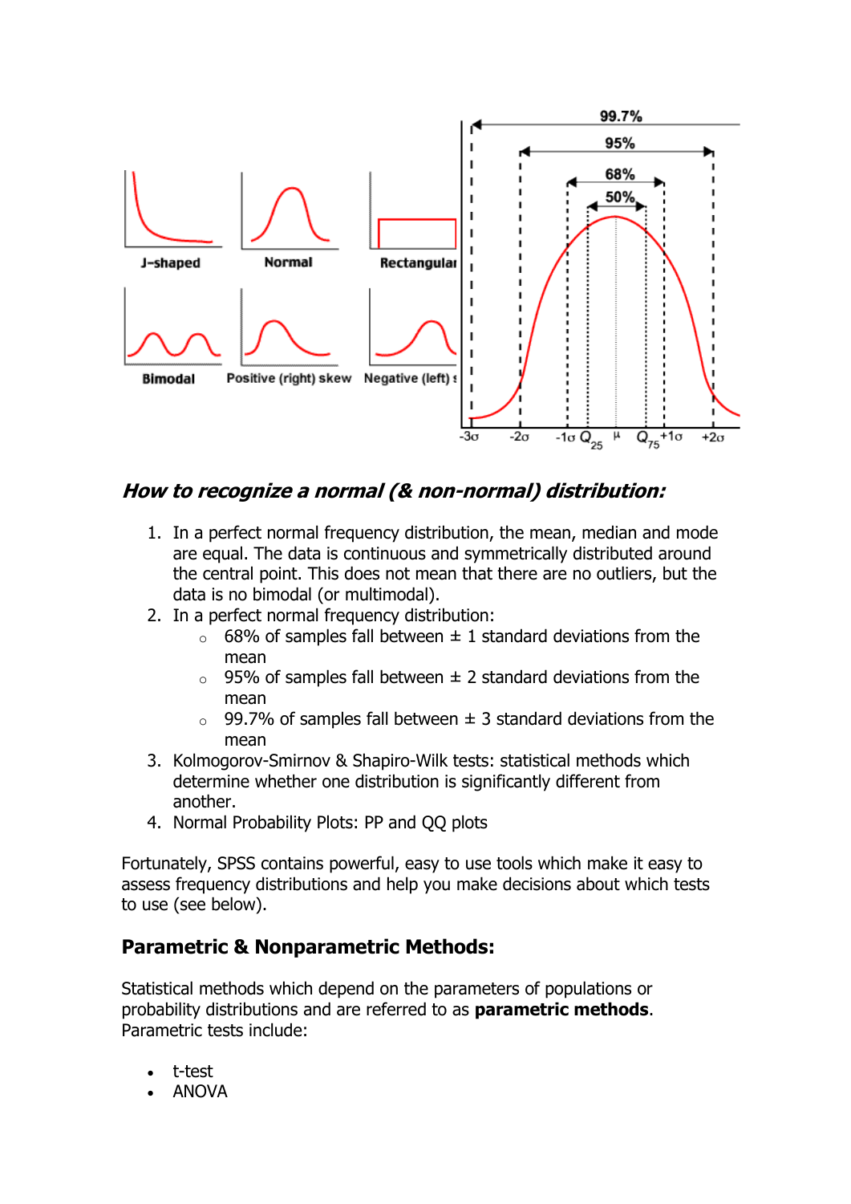## *How to recognize a normal (& non-normal) distribution:*

1. In a perfect normal frequency distribution, the mean, median and mode are equal. The data is continuous and symmetrically distributed around the central point. This does not mean that there are no outliers, but the data is no bimodal (or multimodal).
2. In a perfect normal frequency distribution:
   - 68% of samples fall between ± 1 standard deviations from the mean
   - 95% of samples fall between ± 2 standard deviations from the mean
   - 99.7% of samples fall between ± 3 standard deviations from the mean
3. Kolmogorov-Smirnov & Shapiro-Wilk tests: statistical methods which determine whether one distribution is significantly different from another.
4. Normal Probability Plots: PP and QQ plots

Fortunately, SPSS contains powerful, easy to use tools which make it easy to assess frequency distributions and help you make decisions about which tests to use (see below).

### Parametric & Nonparametric Methods:

Statistical methods which depend on the parameters of populations or probability distributions and are referred to as **parametric methods**. Parametric tests include:

- t-test
- ANOVA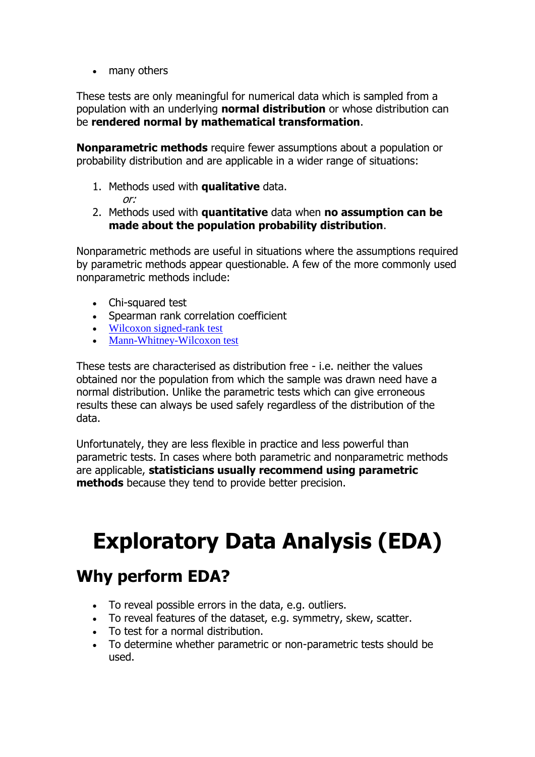- many others

These tests are only meaningful for numerical data which is sampled from a population with an underlying **normal distribution** or whose distribution can be **rendered normal by mathematical transformation**.

**Nonparametric methods** require fewer assumptions about a population or probability distribution and are applicable in a wider range of situations:

1. Methods used with **qualitative** data.
   *or:*
2. Methods used with **quantitative** data when **no assumption can be made about the population probability distribution**.

Nonparametric methods are useful in situations where the assumptions required by parametric methods appear questionable. A few of the more commonly used nonparametric methods include:

- Chi-squared test
- Spearman rank correlation coefficient
- Wilcoxon signed-rank test
- Mann-Whitney-Wilcoxon test

These tests are characterised as distribution free - i.e. neither the values obtained nor the population from which the sample was drawn need have a normal distribution. Unlike the parametric tests which can give erroneous results these can always be used safely regardless of the distribution of the data.

Unfortunately, they are less flexible in practice and less powerful than parametric tests. In cases where both parametric and nonparametric methods are applicable, **statisticians usually recommend using parametric methods** because they tend to provide better precision.

# Exploratory Data Analysis (EDA)

## Why perform EDA?

- To reveal possible errors in the data, e.g. outliers.
- To reveal features of the dataset, e.g. symmetry, skew, scatter.
- To test for a normal distribution.
- To determine whether parametric or non-parametric tests should be used.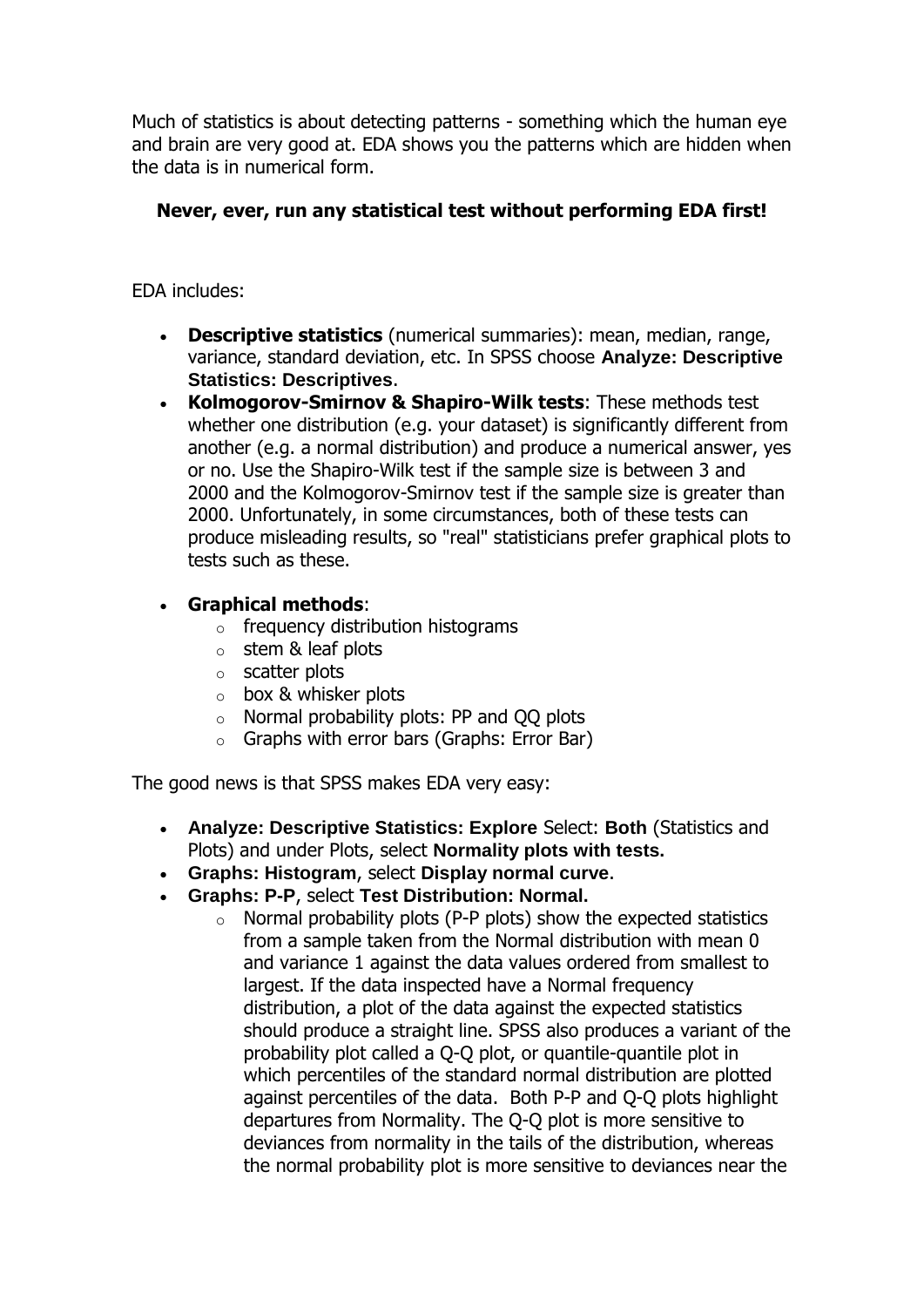Much of statistics is about detecting patterns - something which the human eye and brain are very good at. EDA shows you the patterns which are hidden when the data is in numerical form.

**Never, ever, run any statistical test without performing EDA first!**

EDA includes:

- **Descriptive statistics** (numerical summaries): mean, median, range, variance, standard deviation, etc. In SPSS choose **Analyze: Descriptive Statistics: Descriptives**.
- **Kolmogorov-Smirnov & Shapiro-Wilk tests**: These methods test whether one distribution (e.g. your dataset) is significantly different from another (e.g. a normal distribution) and produce a numerical answer, yes or no. Use the Shapiro-Wilk test if the sample size is between 3 and 2000 and the Kolmogorov-Smirnov test if the sample size is greater than 2000. Unfortunately, in some circumstances, both of these tests can produce misleading results, so "real" statisticians prefer graphical plots to tests such as these.

- **Graphical methods**:
  - frequency distribution histograms
  - stem & leaf plots
  - scatter plots
  - box & whisker plots
  - Normal probability plots: PP and QQ plots
  - Graphs with error bars (Graphs: Error Bar)

The good news is that SPSS makes EDA very easy:

- **Analyze: Descriptive Statistics: Explore** Select: **Both** (Statistics and Plots) and under Plots, select **Normality plots with tests.**
- **Graphs: Histogram**, select **Display normal curve**.
- **Graphs: P-P**, select **Test Distribution: Normal.**
  - Normal probability plots (P-P plots) show the expected statistics from a sample taken from the Normal distribution with mean 0 and variance 1 against the data values ordered from smallest to largest. If the data inspected have a Normal frequency distribution, a plot of the data against the expected statistics should produce a straight line. SPSS also produces a variant of the probability plot called a Q-Q plot, or quantile-quantile plot in which percentiles of the standard normal distribution are plotted against percentiles of the data. Both P-P and Q-Q plots highlight departures from Normality. The Q-Q plot is more sensitive to deviances from normality in the tails of the distribution, whereas the normal probability plot is more sensitive to deviances near the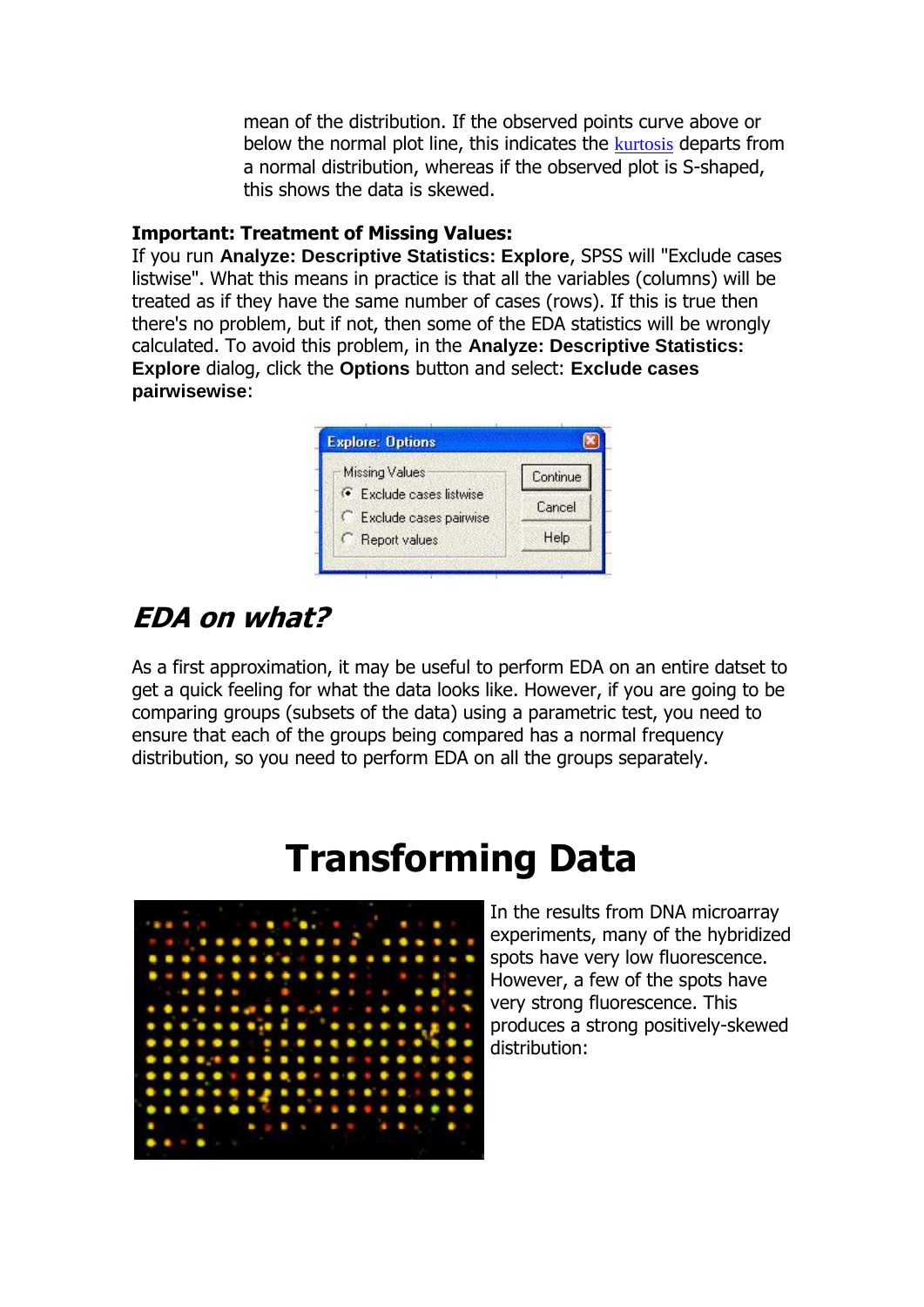mean of the distribution. If the observed points curve above or below the normal plot line, this indicates the kurtosis departs from a normal distribution, whereas if the observed plot is S-shaped, this shows the data is skewed.

**Important: Treatment of Missing Values:**
If you run **Analyze: Descriptive Statistics: Explore**, SPSS will "Exclude cases listwise". What this means in practice is that all the variables (columns) will be treated as if they have the same number of cases (rows). If this is true then there's no problem, but if not, then some of the EDA statistics will be wrongly calculated. To avoid this problem, in the **Analyze: Descriptive Statistics: Explore** dialog, click the **Options** button and select: **Exclude cases pairwisewise**:

## *EDA on what?*

As a first approximation, it may be useful to perform EDA on an entire datset to get a quick feeling for what the data looks like. However, if you are going to be comparing groups (subsets of the data) using a parametric test, you need to ensure that each of the groups being compared has a normal frequency distribution, so you need to perform EDA on all the groups separately.

# Transforming Data

In the results from DNA microarray experiments, many of the hybridized spots have very low fluorescence. However, a few of the spots have very strong fluorescence. This produces a strong positively-skewed distribution: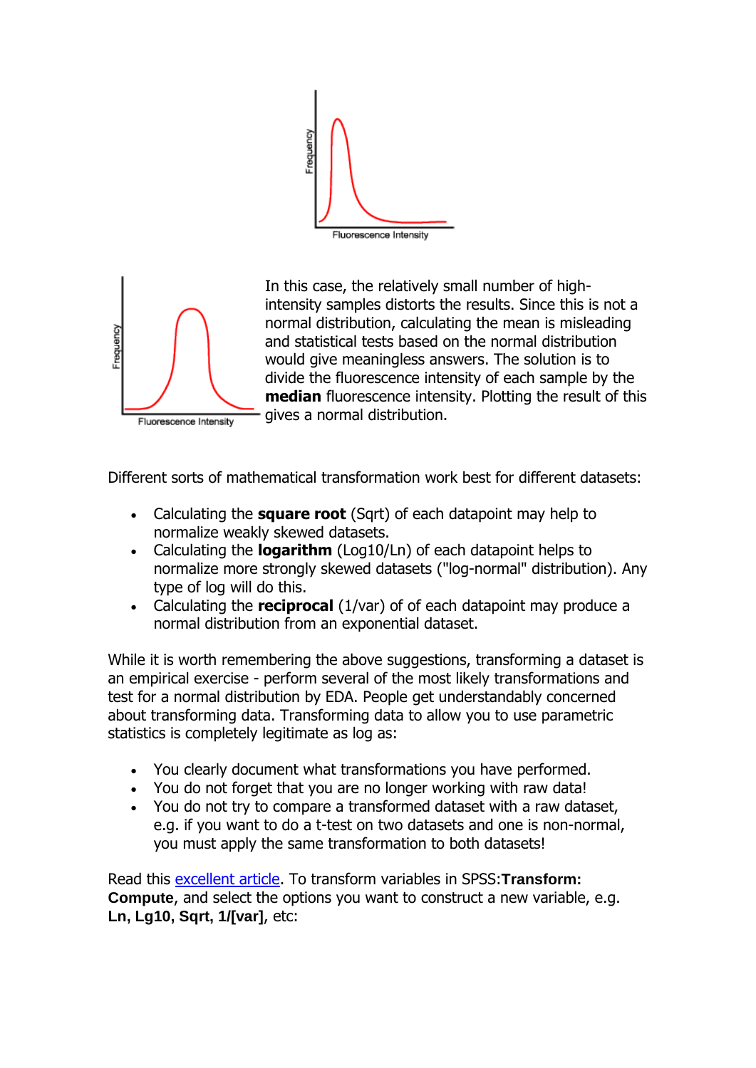In this case, the relatively small number of high-intensity samples distorts the results. Since this is not a normal distribution, calculating the mean is misleading and statistical tests based on the normal distribution would give meaningless answers. The solution is to divide the fluorescence intensity of each sample by the **median** fluorescence intensity. Plotting the result of this gives a normal distribution.

Different sorts of mathematical transformation work best for different datasets:

- Calculating the **square root** (Sqrt) of each datapoint may help to normalize weakly skewed datasets.
- Calculating the **logarithm** (Log10/Ln) of each datapoint helps to normalize more strongly skewed datasets ("log-normal" distribution). Any type of log will do this.
- Calculating the **reciprocal** (1/var) of of each datapoint may produce a normal distribution from an exponential dataset.

While it is worth remembering the above suggestions, transforming a dataset is an empirical exercise - perform several of the most likely transformations and test for a normal distribution by EDA. People get understandably concerned about transforming data. Transforming data to allow you to use parametric statistics is completely legitimate as log as:

- You clearly document what transformations you have performed.
- You do not forget that you are no longer working with raw data!
- You do not try to compare a transformed dataset with a raw dataset, e.g. if you want to do a t-test on two datasets and one is non-normal, you must apply the same transformation to both datasets!

Read this excellent article. To transform variables in SPSS:**Transform: Compute**, and select the options you want to construct a new variable, e.g. **Ln, Lg10, Sqrt, 1/[var]**, etc: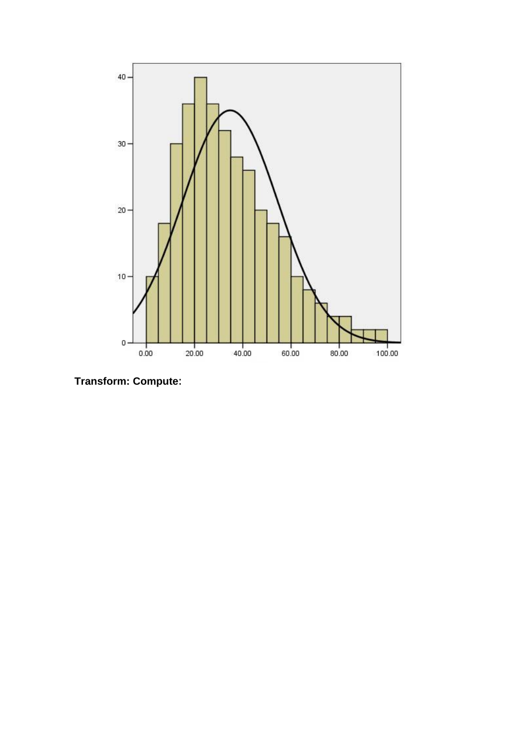**Transform: Compute:**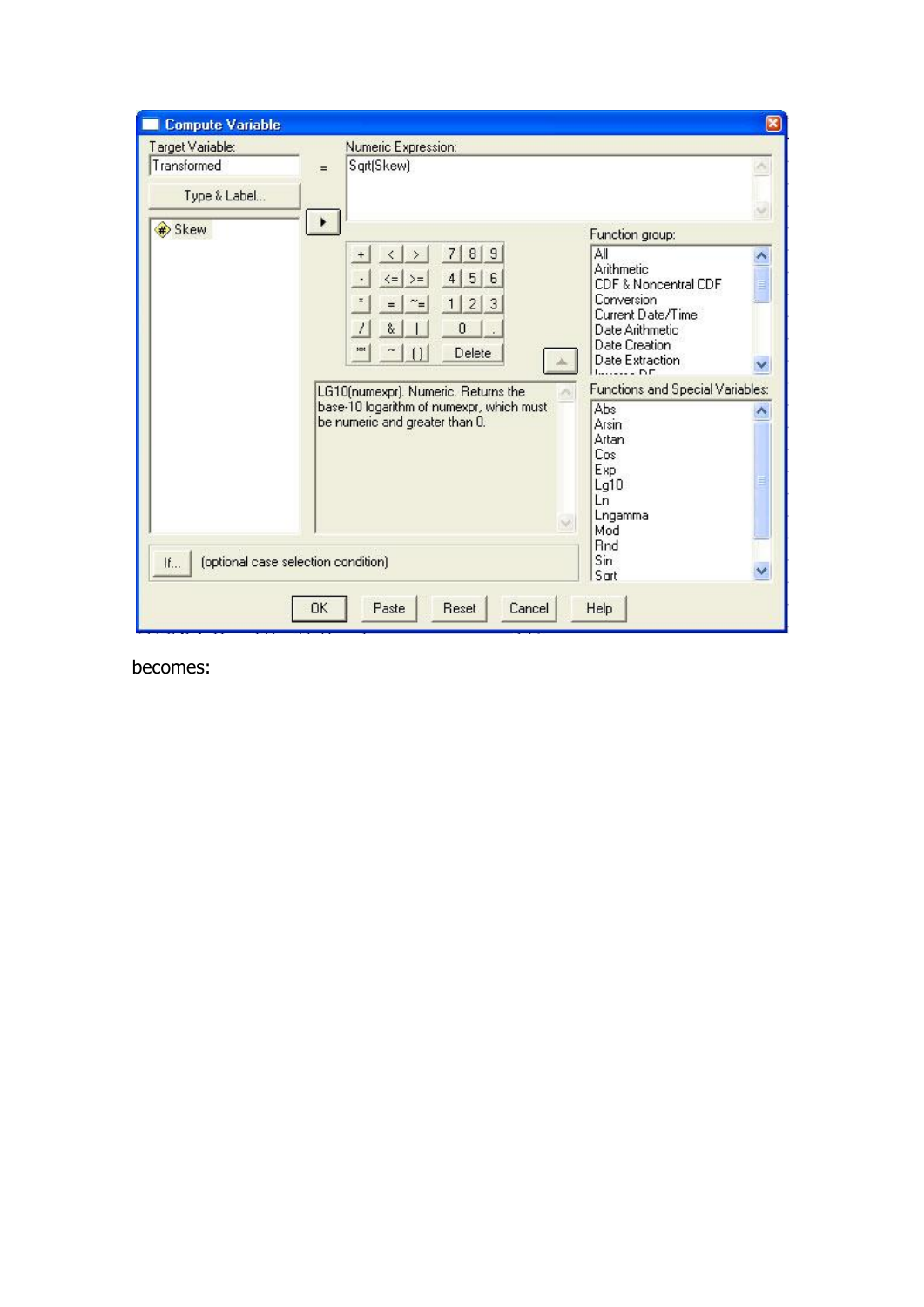becomes: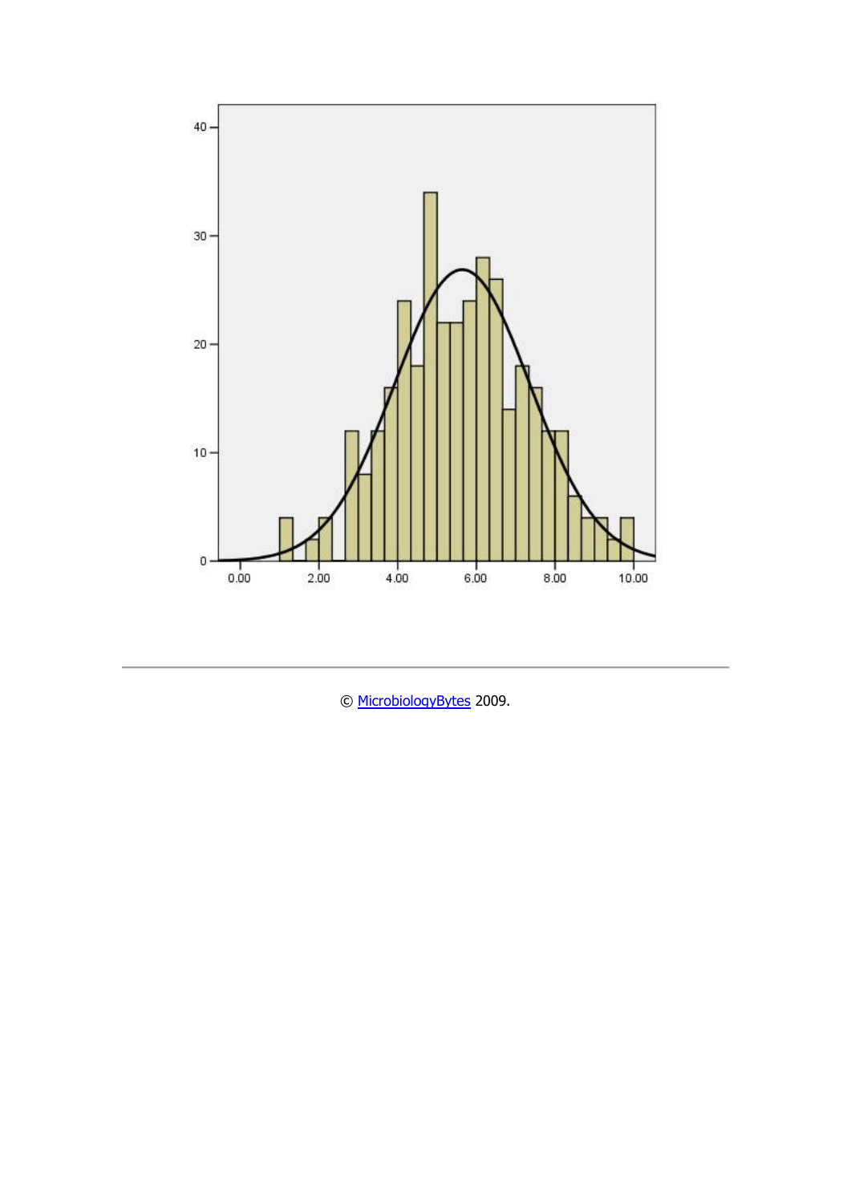40
30
20
10
0
0.00
2.00
4.00
6.00
8.00
10.00

---

© MicrobiologyBytes 2009.